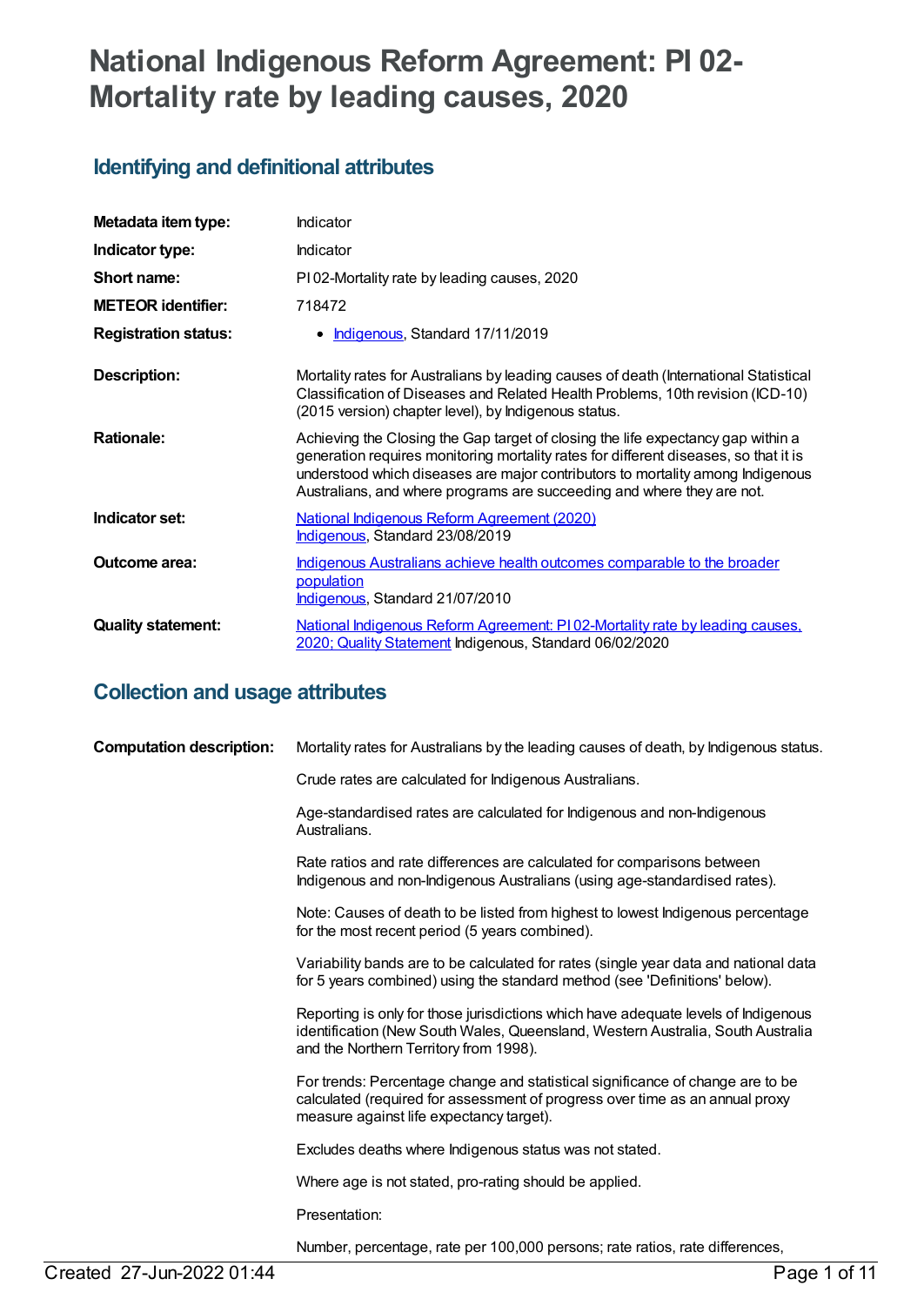# National Indigenous Reform Agreement: PI 02-Mortality rate by leading causes, 2020

## Identifying and definitional attributes

| | |
|---|---|
| **Metadata item type:** | Indicator |
| **Indicator type:** | Indicator |
| **Short name:** | PI 02-Mortality rate by leading causes, 2020 |
| **METEOR identifier:** | 718472 |
| **Registration status:** | • Indigenous, Standard 17/11/2019 |
| **Description:** | Mortality rates for Australians by leading causes of death (International Statistical Classification of Diseases and Related Health Problems, 10th revision (ICD-10) (2015 version) chapter level), by Indigenous status. |
| **Rationale:** | Achieving the Closing the Gap target of closing the life expectancy gap within a generation requires monitoring mortality rates for different diseases, so that it is understood which diseases are major contributors to mortality among Indigenous Australians, and where programs are succeeding and where they are not. |
| **Indicator set:** | National Indigenous Reform Agreement (2020) Indigenous, Standard 23/08/2019 |
| **Outcome area:** | Indigenous Australians achieve health outcomes comparable to the broader population Indigenous, Standard 21/07/2010 |
| **Quality statement:** | National Indigenous Reform Agreement: PI 02-Mortality rate by leading causes, 2020; Quality Statement Indigenous, Standard 06/02/2020 |

## Collection and usage attributes

**Computation description:**

Mortality rates for Australians by the leading causes of death, by Indigenous status.

Crude rates are calculated for Indigenous Australians.

Age-standardised rates are calculated for Indigenous and non-Indigenous Australians.

Rate ratios and rate differences are calculated for comparisons between Indigenous and non-Indigenous Australians (using age-standardised rates).

Note: Causes of death to be listed from highest to lowest Indigenous percentage for the most recent period (5 years combined).

Variability bands are to be calculated for rates (single year data and national data for 5 years combined) using the standard method (see 'Definitions' below).

Reporting is only for those jurisdictions which have adequate levels of Indigenous identification (New South Wales, Queensland, Western Australia, South Australia and the Northern Territory from 1998).

For trends: Percentage change and statistical significance of change are to be calculated (required for assessment of progress over time as an annual proxy measure against life expectancy target).

Excludes deaths where Indigenous status was not stated.

Where age is not stated, pro-rating should be applied.

Presentation:

Number, percentage, rate per 100,000 persons; rate ratios, rate differences,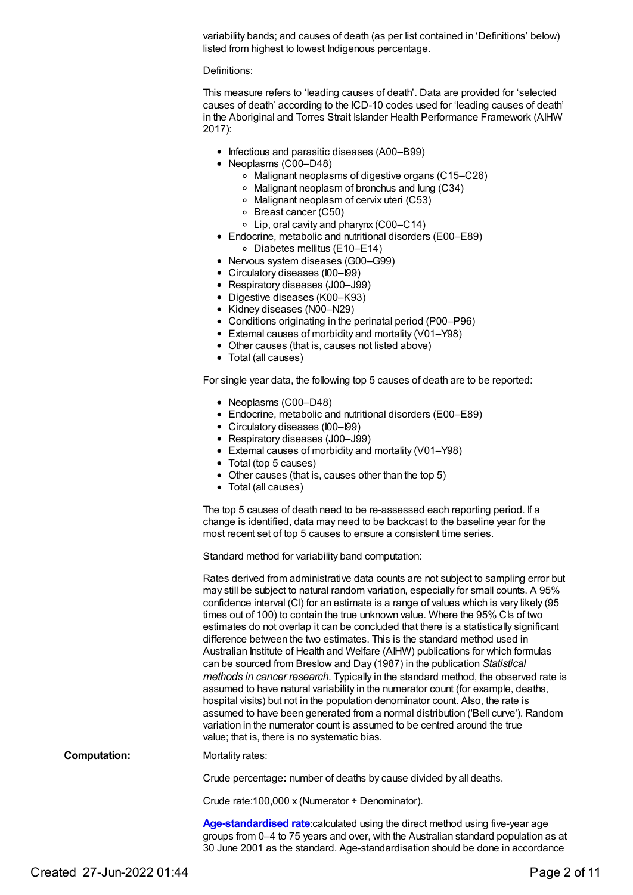variability bands; and causes of death (as per list contained in 'Definitions' below) listed from highest to lowest Indigenous percentage.

Definitions:

This measure refers to 'leading causes of death'. Data are provided for 'selected causes of death' according to the ICD-10 codes used for 'leading causes of death' in the Aboriginal and Torres Strait Islander Health Performance Framework (AIHW 2017):

- Infectious and parasitic diseases (A00–B99)
- Neoplasms (C00–D48)
  - Malignant neoplasms of digestive organs (C15–C26)
  - Malignant neoplasm of bronchus and lung (C34)
  - Malignant neoplasm of cervix uteri (C53)
  - Breast cancer (C50)
  - Lip, oral cavity and pharynx (C00–C14)
- Endocrine, metabolic and nutritional disorders (E00–E89)
  - Diabetes mellitus (E10–E14)
- Nervous system diseases (G00–G99)
- Circulatory diseases (I00–I99)
- Respiratory diseases (J00–J99)
- Digestive diseases (K00–K93)
- Kidney diseases (N00–N29)
- Conditions originating in the perinatal period (P00–P96)
- External causes of morbidity and mortality (V01–Y98)
- Other causes (that is, causes not listed above)
- Total (all causes)

For single year data, the following top 5 causes of death are to be reported:

- Neoplasms (C00–D48)
- Endocrine, metabolic and nutritional disorders (E00–E89)
- Circulatory diseases (I00–I99)
- Respiratory diseases (J00–J99)
- External causes of morbidity and mortality (V01–Y98)
- Total (top 5 causes)
- Other causes (that is, causes other than the top 5)
- Total (all causes)

The top 5 causes of death need to be re-assessed each reporting period. If a change is identified, data may need to be backcast to the baseline year for the most recent set of top 5 causes to ensure a consistent time series.

Standard method for variability band computation:

Rates derived from administrative data counts are not subject to sampling error but may still be subject to natural random variation, especially for small counts. A 95% confidence interval (CI) for an estimate is a range of values which is very likely (95 times out of 100) to contain the true unknown value. Where the 95% CIs of two estimates do not overlap it can be concluded that there is a statistically significant difference between the two estimates. This is the standard method used in Australian Institute of Health and Welfare (AIHW) publications for which formulas can be sourced from Breslow and Day (1987) in the publication *Statistical methods in cancer research*. Typically in the standard method, the observed rate is assumed to have natural variability in the numerator count (for example, deaths, hospital visits) but not in the population denominator count. Also, the rate is assumed to have been generated from a normal distribution ('Bell curve'). Random variation in the numerator count is assumed to be centred around the true value; that is, there is no systematic bias.

**Computation:**

Mortality rates:

Crude percentage**:** number of deaths by cause divided by all deaths.

Crude rate:100,000 x (Numerator ÷ Denominator).

**Age-standardised rate**:calculated using the direct method using five-year age groups from 0–4 to 75 years and over, with the Australian standard population as at 30 June 2001 as the standard. Age-standardisation should be done in accordance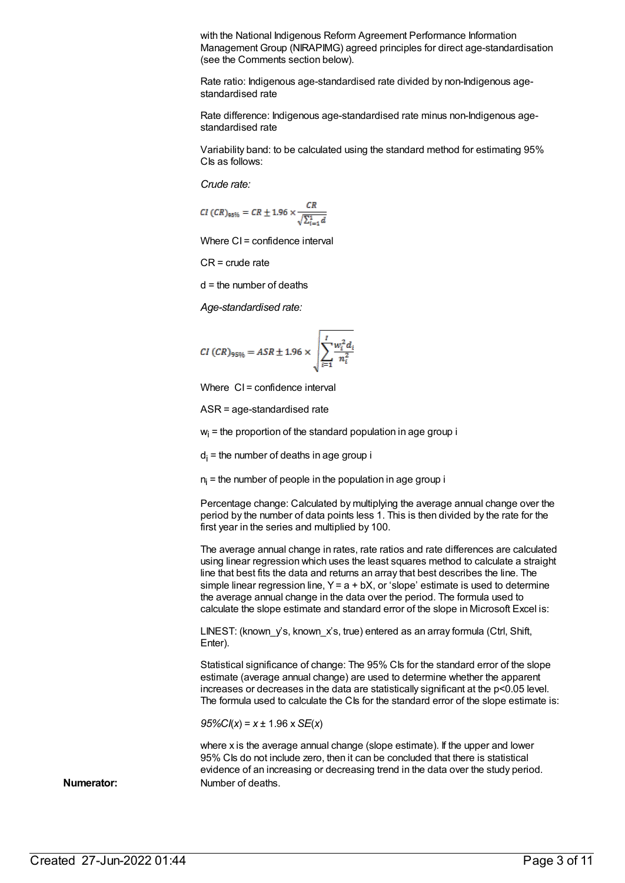with the National Indigenous Reform Agreement Performance Information Management Group (NIRAPIMG) agreed principles for direct age-standardisation (see the Comments section below).

Rate ratio: Indigenous age-standardised rate divided by non-Indigenous age-standardised rate

Rate difference: Indigenous age-standardised rate minus non-Indigenous age-standardised rate

Variability band: to be calculated using the standard method for estimating 95% CIs as follows:

*Crude rate:*

$$CI\ (CR)_{95\%} = CR \pm 1.96 \times \frac{CR}{\sqrt{\sum_{i=1}^{1} d}}$$

Where CI = confidence interval

CR = crude rate

d = the number of deaths

*Age-standardised rate:*

$$CI\ (CR)_{95\%} = ASR \pm 1.96 \times \sqrt{\sum_{i=1}^{I} \frac{w_i^2 d_i}{n_i^2}}$$

Where CI = confidence interval

ASR = age-standardised rate

$w_i$ = the proportion of the standard population in age group i

$d_i$ = the number of deaths in age group i

$n_i$ = the number of people in the population in age group i

Percentage change: Calculated by multiplying the average annual change over the period by the number of data points less 1. This is then divided by the rate for the first year in the series and multiplied by 100.

The average annual change in rates, rate ratios and rate differences are calculated using linear regression which uses the least squares method to calculate a straight line that best fits the data and returns an array that best describes the line. The simple linear regression line, Y = a + bX, or 'slope' estimate is used to determine the average annual change in the data over the period. The formula used to calculate the slope estimate and standard error of the slope in Microsoft Excel is:

LINEST: (known_y's, known_x's, true) entered as an array formula (Ctrl, Shift, Enter).

Statistical significance of change: The 95% CIs for the standard error of the slope estimate (average annual change) are used to determine whether the apparent increases or decreases in the data are statistically significant at the p<0.05 level. The formula used to calculate the CIs for the standard error of the slope estimate is:

$95\%CI(x) = x \pm 1.96 \times SE(x)$

where x is the average annual change (slope estimate). If the upper and lower 95% CIs do not include zero, then it can be concluded that there is statistical evidence of an increasing or decreasing trend in the data over the study period.

**Numerator:** Number of deaths.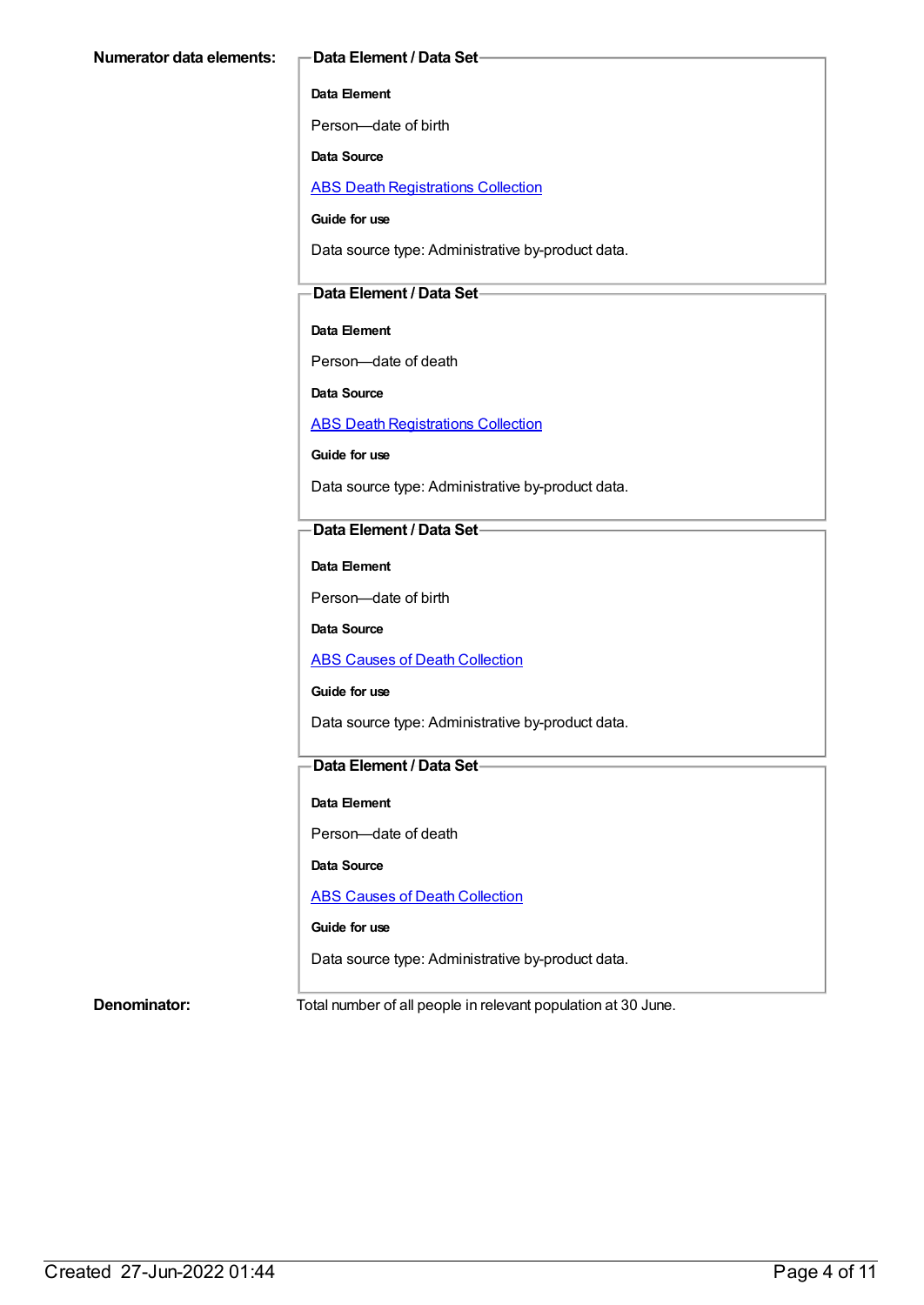**Numerator data elements:**

**Data Element / Data Set**

**Data Element**

Person—date of birth

**Data Source**

[ABS Death Registrations Collection]()

**Guide for use**

Data source type: Administrative by-product data.

**Data Element / Data Set**

**Data Element**

Person—date of death

**Data Source**

[ABS Death Registrations Collection]()

**Guide for use**

Data source type: Administrative by-product data.

**Data Element / Data Set**

**Data Element**

Person—date of birth

**Data Source**

[ABS Causes of Death Collection]()

**Guide for use**

Data source type: Administrative by-product data.

**Data Element / Data Set**

**Data Element**

Person—date of death

**Data Source**

[ABS Causes of Death Collection]()

**Guide for use**

Data source type: Administrative by-product data.

**Denominator:**

Total number of all people in relevant population at 30 June.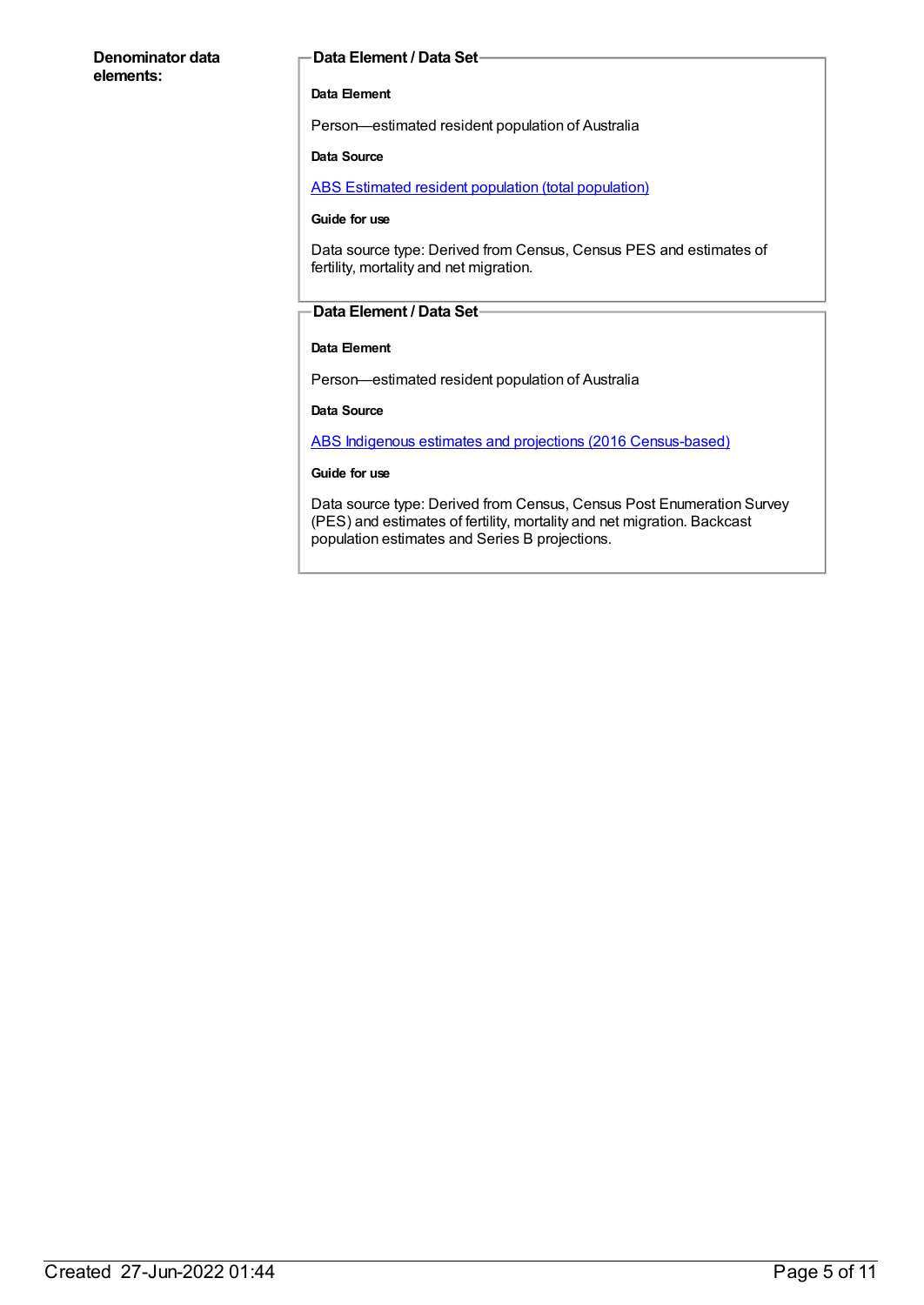**Denominator data elements:**

**Data Element / Data Set**

**Data Element**

Person—estimated resident population of Australia

**Data Source**

[ABS Estimated resident population (total population)]

**Guide for use**

Data source type: Derived from Census, Census PES and estimates of fertility, mortality and net migration.

**Data Element / Data Set**

**Data Element**

Person—estimated resident population of Australia

**Data Source**

[ABS Indigenous estimates and projections (2016 Census-based)]

**Guide for use**

Data source type: Derived from Census, Census Post Enumeration Survey (PES) and estimates of fertility, mortality and net migration. Backcast population estimates and Series B projections.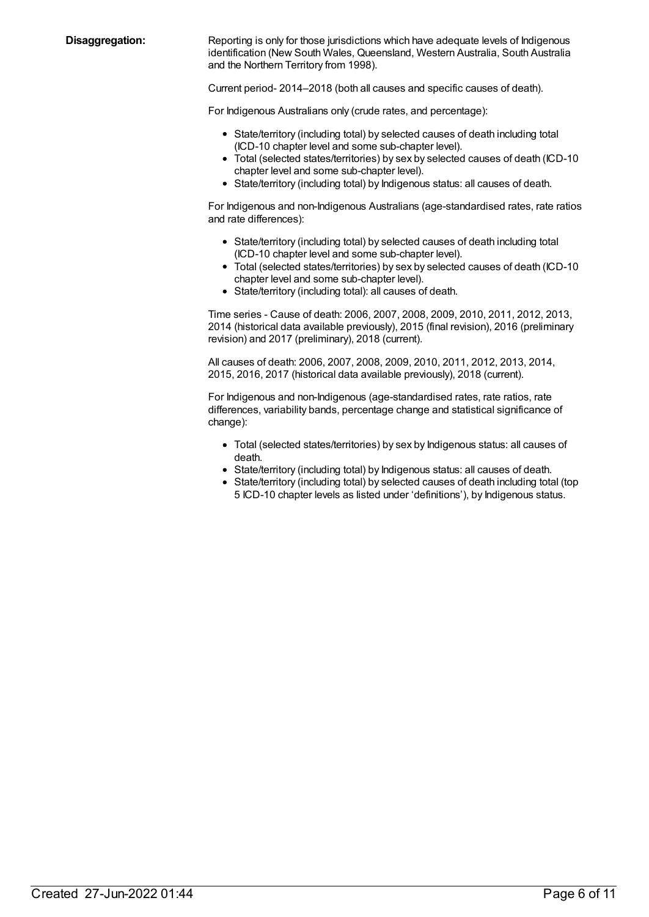**Disaggregation:**

Reporting is only for those jurisdictions which have adequate levels of Indigenous identification (New South Wales, Queensland, Western Australia, South Australia and the Northern Territory from 1998).

Current period- 2014–2018 (both all causes and specific causes of death).

For Indigenous Australians only (crude rates, and percentage):

- State/territory (including total) by selected causes of death including total (ICD-10 chapter level and some sub-chapter level).
- Total (selected states/territories) by sex by selected causes of death (ICD-10 chapter level and some sub-chapter level).
- State/territory (including total) by Indigenous status: all causes of death.

For Indigenous and non-Indigenous Australians (age-standardised rates, rate ratios and rate differences):

- State/territory (including total) by selected causes of death including total (ICD-10 chapter level and some sub-chapter level).
- Total (selected states/territories) by sex by selected causes of death (ICD-10 chapter level and some sub-chapter level).
- State/territory (including total): all causes of death.

Time series - Cause of death: 2006, 2007, 2008, 2009, 2010, 2011, 2012, 2013, 2014 (historical data available previously), 2015 (final revision), 2016 (preliminary revision) and 2017 (preliminary), 2018 (current).

All causes of death: 2006, 2007, 2008, 2009, 2010, 2011, 2012, 2013, 2014, 2015, 2016, 2017 (historical data available previously), 2018 (current).

For Indigenous and non-Indigenous (age-standardised rates, rate ratios, rate differences, variability bands, percentage change and statistical significance of change):

- Total (selected states/territories) by sex by Indigenous status: all causes of death.
- State/territory (including total) by Indigenous status: all causes of death.
- State/territory (including total) by selected causes of death including total (top 5 ICD-10 chapter levels as listed under 'definitions'), by Indigenous status.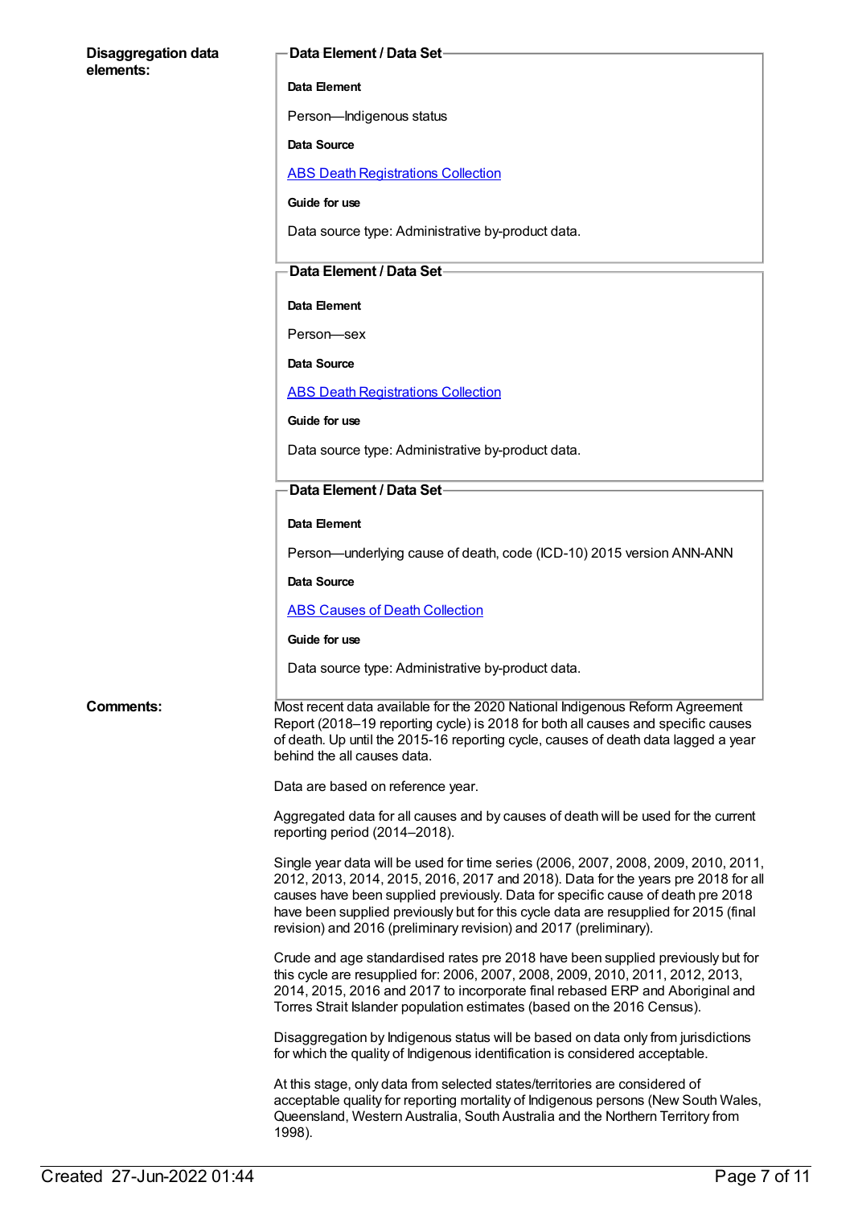**Disaggregation data elements:**

**Data Element / Data Set**

**Data Element**

Person—Indigenous status

**Data Source**

[ABS Death Registrations Collection]

**Guide for use**

Data source type: Administrative by-product data.

**Data Element / Data Set**

**Data Element**

Person—sex

**Data Source**

[ABS Death Registrations Collection]

**Guide for use**

Data source type: Administrative by-product data.

**Data Element / Data Set**

**Data Element**

Person—underlying cause of death, code (ICD-10) 2015 version ANN-ANN

**Data Source**

[ABS Causes of Death Collection]

**Guide for use**

Data source type: Administrative by-product data.

**Comments:**

Most recent data available for the 2020 National Indigenous Reform Agreement Report (2018–19 reporting cycle) is 2018 for both all causes and specific causes of death. Up until the 2015-16 reporting cycle, causes of death data lagged a year behind the all causes data.

Data are based on reference year.

Aggregated data for all causes and by causes of death will be used for the current reporting period (2014–2018).

Single year data will be used for time series (2006, 2007, 2008, 2009, 2010, 2011, 2012, 2013, 2014, 2015, 2016, 2017 and 2018). Data for the years pre 2018 for all causes have been supplied previously. Data for specific cause of death pre 2018 have been supplied previously but for this cycle data are resupplied for 2015 (final revision) and 2016 (preliminary revision) and 2017 (preliminary).

Crude and age standardised rates pre 2018 have been supplied previously but for this cycle are resupplied for: 2006, 2007, 2008, 2009, 2010, 2011, 2012, 2013, 2014, 2015, 2016 and 2017 to incorporate final rebased ERP and Aboriginal and Torres Strait Islander population estimates (based on the 2016 Census).

Disaggregation by Indigenous status will be based on data only from jurisdictions for which the quality of Indigenous identification is considered acceptable.

At this stage, only data from selected states/territories are considered of acceptable quality for reporting mortality of Indigenous persons (New South Wales, Queensland, Western Australia, South Australia and the Northern Territory from 1998).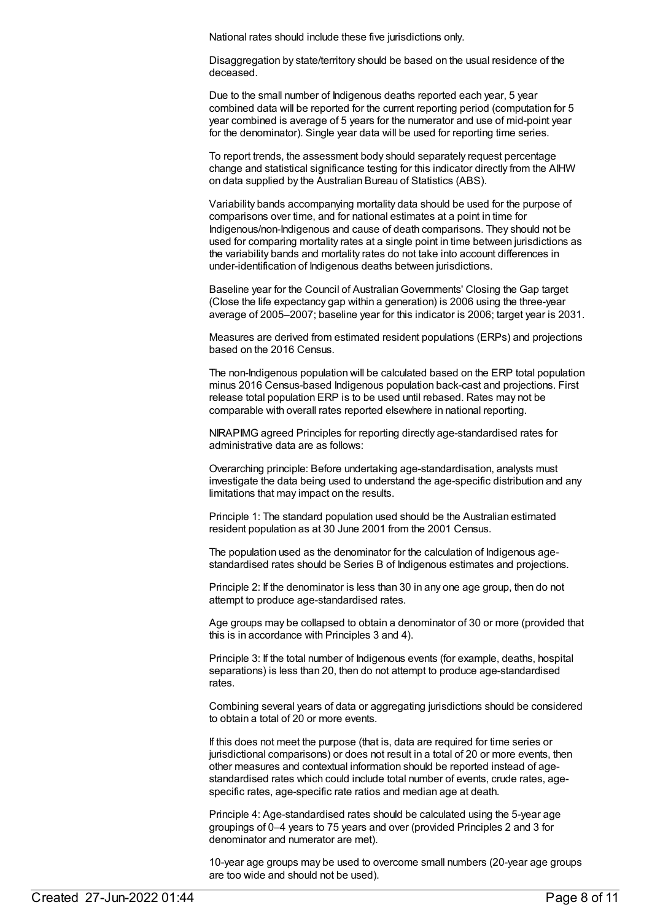National rates should include these five jurisdictions only.

Disaggregation by state/territory should be based on the usual residence of the deceased.

Due to the small number of Indigenous deaths reported each year, 5 year combined data will be reported for the current reporting period (computation for 5 year combined is average of 5 years for the numerator and use of mid-point year for the denominator). Single year data will be used for reporting time series.

To report trends, the assessment body should separately request percentage change and statistical significance testing for this indicator directly from the AIHW on data supplied by the Australian Bureau of Statistics (ABS).

Variability bands accompanying mortality data should be used for the purpose of comparisons over time, and for national estimates at a point in time for Indigenous/non-Indigenous and cause of death comparisons. They should not be used for comparing mortality rates at a single point in time between jurisdictions as the variability bands and mortality rates do not take into account differences in under-identification of Indigenous deaths between jurisdictions.

Baseline year for the Council of Australian Governments' Closing the Gap target (Close the life expectancy gap within a generation) is 2006 using the three-year average of 2005–2007; baseline year for this indicator is 2006; target year is 2031.

Measures are derived from estimated resident populations (ERPs) and projections based on the 2016 Census.

The non-Indigenous population will be calculated based on the ERP total population minus 2016 Census-based Indigenous population back-cast and projections. First release total population ERP is to be used until rebased. Rates may not be comparable with overall rates reported elsewhere in national reporting.

NIRAPIMG agreed Principles for reporting directly age-standardised rates for administrative data are as follows:

Overarching principle: Before undertaking age-standardisation, analysts must investigate the data being used to understand the age-specific distribution and any limitations that may impact on the results.

Principle 1: The standard population used should be the Australian estimated resident population as at 30 June 2001 from the 2001 Census.

The population used as the denominator for the calculation of Indigenous age-standardised rates should be Series B of Indigenous estimates and projections.

Principle 2: If the denominator is less than 30 in any one age group, then do not attempt to produce age-standardised rates.

Age groups may be collapsed to obtain a denominator of 30 or more (provided that this is in accordance with Principles 3 and 4).

Principle 3: If the total number of Indigenous events (for example, deaths, hospital separations) is less than 20, then do not attempt to produce age-standardised rates.

Combining several years of data or aggregating jurisdictions should be considered to obtain a total of 20 or more events.

If this does not meet the purpose (that is, data are required for time series or jurisdictional comparisons) or does not result in a total of 20 or more events, then other measures and contextual information should be reported instead of age-standardised rates which could include total number of events, crude rates, age-specific rates, age-specific rate ratios and median age at death.

Principle 4: Age-standardised rates should be calculated using the 5-year age groupings of 0–4 years to 75 years and over (provided Principles 2 and 3 for denominator and numerator are met).

10-year age groups may be used to overcome small numbers (20-year age groups are too wide and should not be used).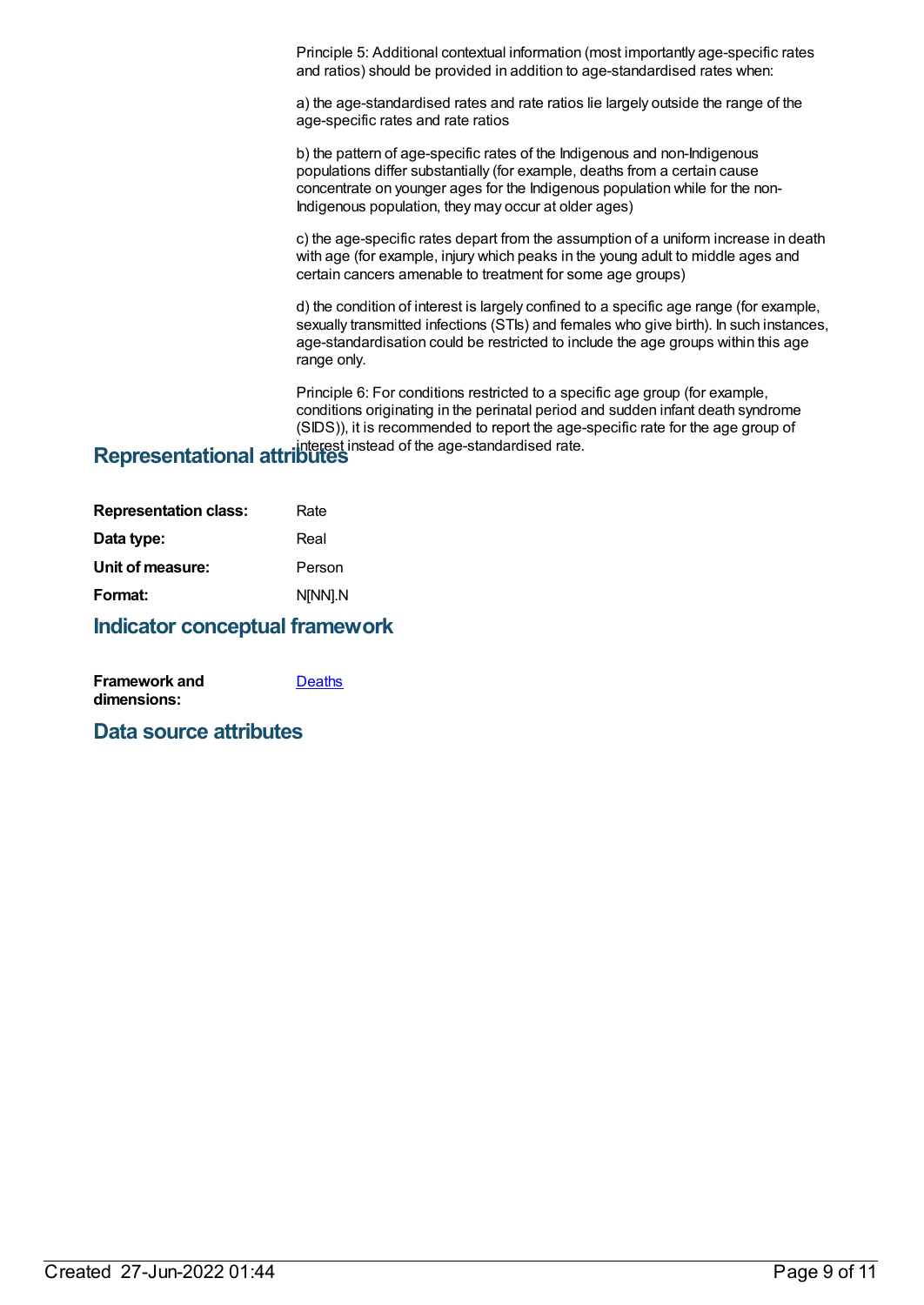Principle 5: Additional contextual information (most importantly age-specific rates and ratios) should be provided in addition to age-standardised rates when:

a) the age-standardised rates and rate ratios lie largely outside the range of the age-specific rates and rate ratios

b) the pattern of age-specific rates of the Indigenous and non-Indigenous populations differ substantially (for example, deaths from a certain cause concentrate on younger ages for the Indigenous population while for the non-Indigenous population, they may occur at older ages)

c) the age-specific rates depart from the assumption of a uniform increase in death with age (for example, injury which peaks in the young adult to middle ages and certain cancers amenable to treatment for some age groups)

d) the condition of interest is largely confined to a specific age range (for example, sexually transmitted infections (STIs) and females who give birth). In such instances, age-standardisation could be restricted to include the age groups within this age range only.

Principle 6: For conditions restricted to a specific age group (for example, conditions originating in the perinatal period and sudden infant death syndrome (SIDS)), it is recommended to report the age-specific rate for the age group of interest instead of the age-standardised rate.

## Representational attributes

**Representation class:** Rate

**Data type:** Real

**Unit of measure:** Person

**Format:** N[NN].N

## Indicator conceptual framework

**Framework and dimensions:** Deaths

## Data source attributes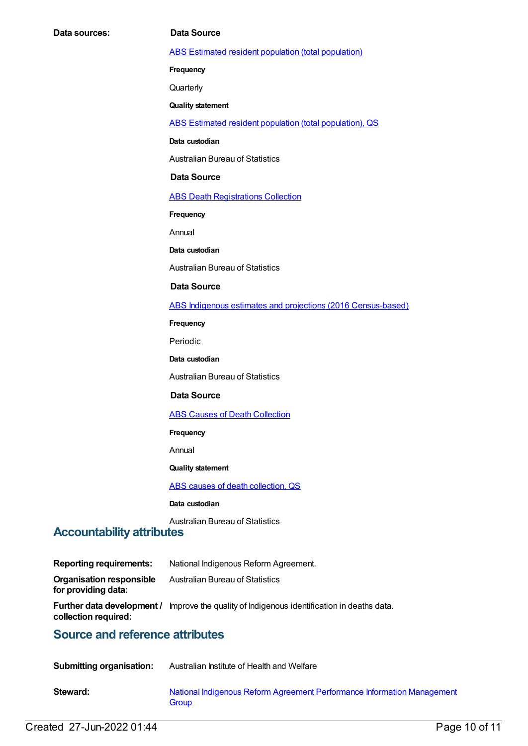**Data sources:**

**Data Source**

ABS Estimated resident population (total population)

**Frequency**

Quarterly

**Quality statement**

ABS Estimated resident population (total population), QS

**Data custodian**

Australian Bureau of Statistics

**Data Source**

ABS Death Registrations Collection

**Frequency**

Annual

**Data custodian**

Australian Bureau of Statistics

**Data Source**

ABS Indigenous estimates and projections (2016 Census-based)

**Frequency**

Periodic

**Data custodian**

Australian Bureau of Statistics

**Data Source**

ABS Causes of Death Collection

**Frequency**

Annual

**Quality statement**

ABS causes of death collection, QS

**Data custodian**

Australian Bureau of Statistics

## Accountability attributes

**Reporting requirements:** National Indigenous Reform Agreement.

**Organisation responsible for providing data:** Australian Bureau of Statistics

**Further data development / collection required:** Improve the quality of Indigenous identification in deaths data.

## Source and reference attributes

**Submitting organisation:** Australian Institute of Health and Welfare

**Steward:** National Indigenous Reform Agreement Performance Information Management Group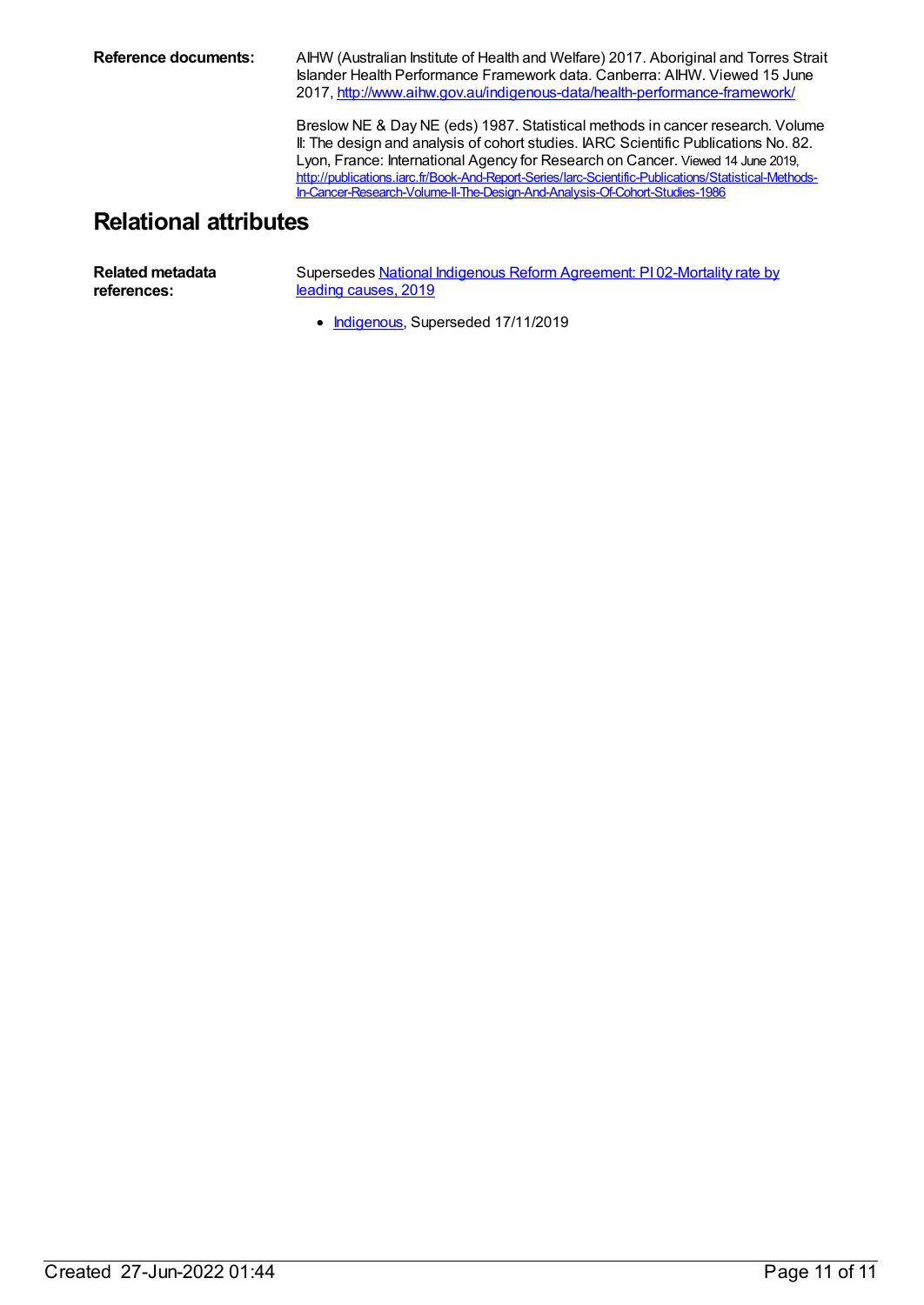**Reference documents:**

AIHW (Australian Institute of Health and Welfare) 2017. Aboriginal and Torres Strait Islander Health Performance Framework data. Canberra: AIHW. Viewed 15 June 2017, http://www.aihw.gov.au/indigenous-data/health-performance-framework/

Breslow NE & Day NE (eds) 1987. Statistical methods in cancer research. Volume II: The design and analysis of cohort studies. IARC Scientific Publications No. 82. Lyon, France: International Agency for Research on Cancer. Viewed 14 June 2019, http://publications.iarc.fr/Book-And-Report-Series/Iarc-Scientific-Publications/Statistical-Methods-In-Cancer-Research-Volume-II-The-Design-And-Analysis-Of-Cohort-Studies-1986

## Relational attributes

**Related metadata references:**

Supersedes National Indigenous Reform Agreement: PI 02-Mortality rate by leading causes, 2019

- Indigenous, Superseded 17/11/2019